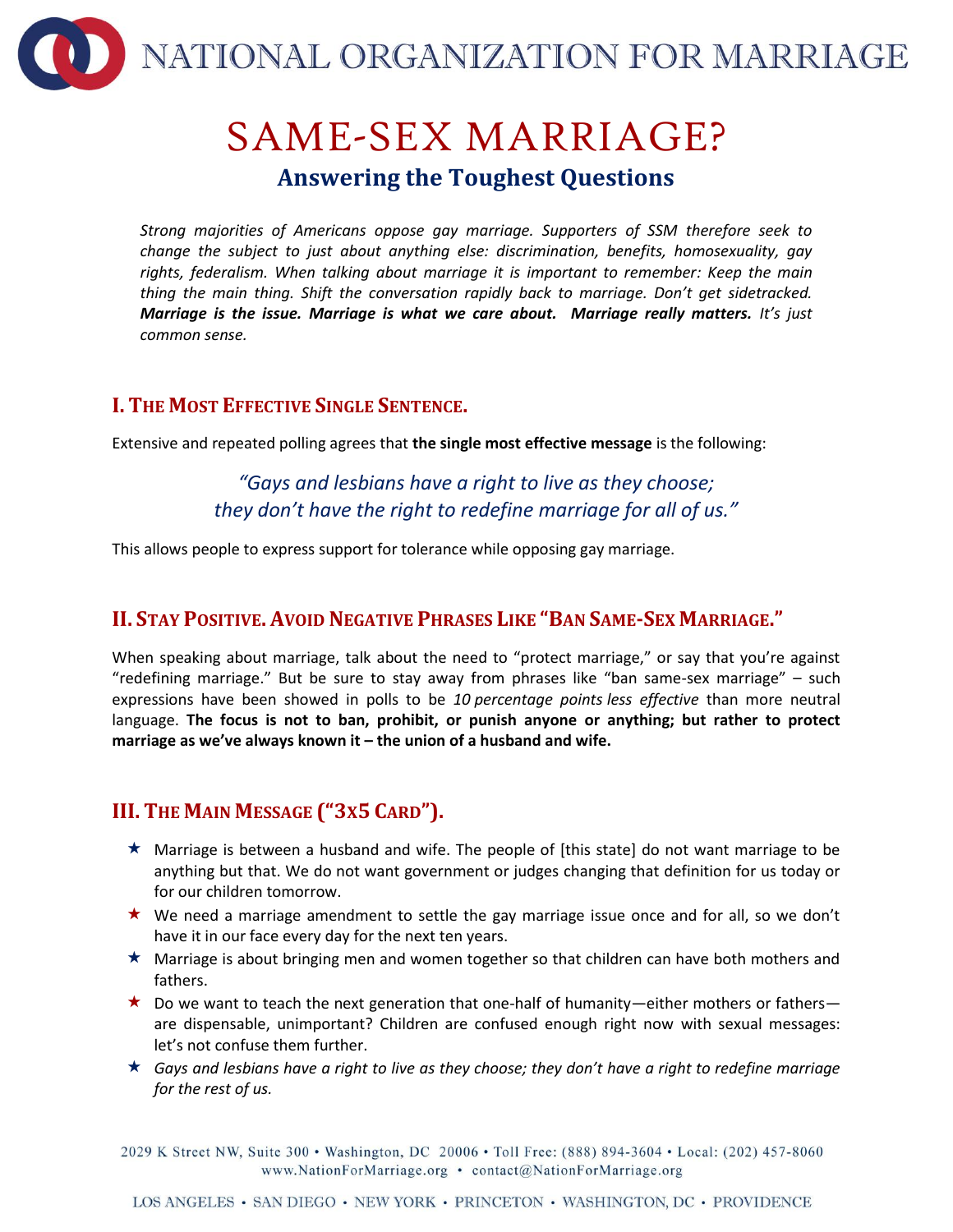# NATIONAL ORGANIZATION FOR MARRIAGE

# SAME-SEX MARRIAGE?

## Answering the Toughest Questions

*Strong majorities of Americans oppose gay marriage. Supporters of SSM therefore seek to change the subject to just about anything else: discrimination, benefits, homosexuality, gay rights, federalism. When talking about marriage it is important to remember: Keep the main thing the main thing. Shift the conversation rapidly back to marriage. Don't get sidetracked.* ***Marriage is the issue. Marriage is what we care about. Marriage really matters.*** *It's just common sense.*

### I. The Most Effective Single Sentence.

Extensive and repeated polling agrees that **the single most effective message** is the following:

> *"Gays and lesbians have a right to live as they choose; they don't have the right to redefine marriage for all of us."*

This allows people to express support for tolerance while opposing gay marriage.

### II. Stay Positive. Avoid Negative Phrases Like "Ban Same-Sex Marriage."

When speaking about marriage, talk about the need to "protect marriage," or say that you're against "redefining marriage." But be sure to stay away from phrases like "ban same-sex marriage" – such expressions have been showed in polls to be *10 percentage points less effective* than more neutral language. **The focus is not to ban, prohibit, or punish anyone or anything; but rather to protect marriage as we've always known it – the union of a husband and wife.**

### III. The Main Message ("3x5 Card").

- Marriage is between a husband and wife. The people of [this state] do not want marriage to be anything but that. We do not want government or judges changing that definition for us today or for our children tomorrow.
- We need a marriage amendment to settle the gay marriage issue once and for all, so we don't have it in our face every day for the next ten years.
- Marriage is about bringing men and women together so that children can have both mothers and fathers.
- Do we want to teach the next generation that one-half of humanity—either mothers or fathers—are dispensable, unimportant? Children are confused enough right now with sexual messages: let's not confuse them further.
- *Gays and lesbians have a right to live as they choose; they don't have a right to redefine marriage for the rest of us.*

2029 K Street NW, Suite 300 • Washington, DC 20006 • Toll Free: (888) 894-3604 • Local: (202) 457-8060
www.NationForMarriage.org • contact@NationForMarriage.org

LOS ANGELES • SAN DIEGO • NEW YORK • PRINCETON • WASHINGTON, DC • PROVIDENCE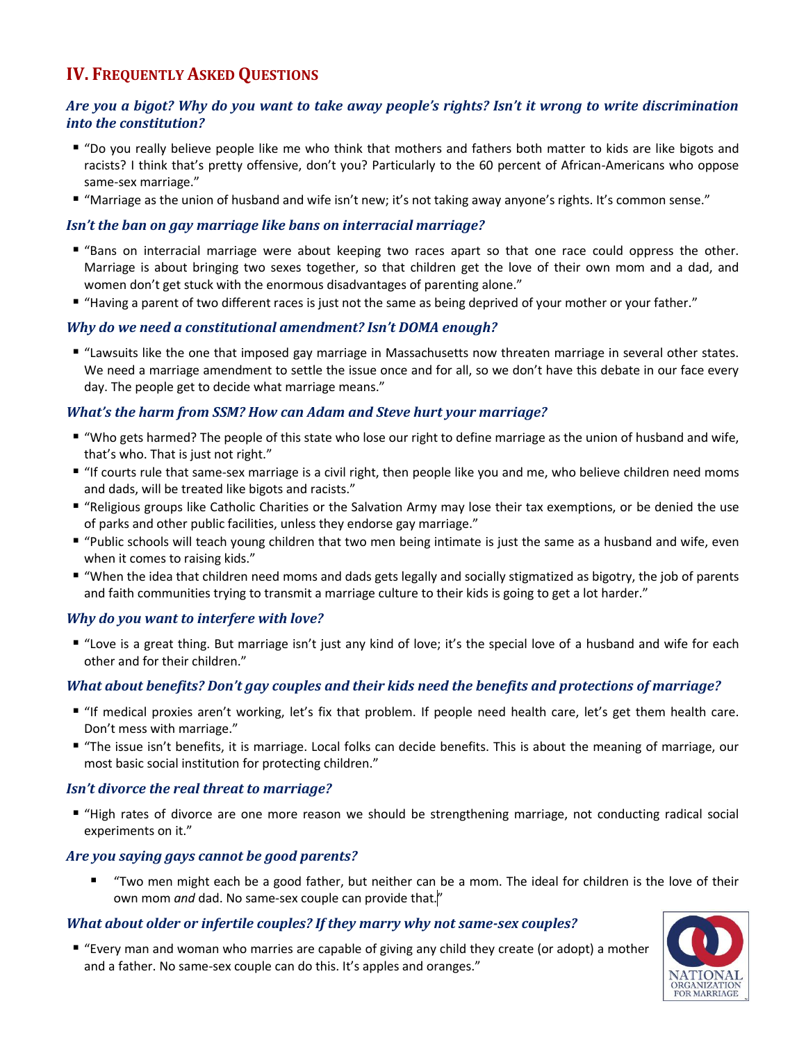## IV. Frequently Asked Questions

### *Are you a bigot? Why do you want to take away people's rights? Isn't it wrong to write discrimination into the constitution?*

- "Do you really believe people like me who think that mothers and fathers both matter to kids are like bigots and racists? I think that's pretty offensive, don't you? Particularly to the 60 percent of African-Americans who oppose same-sex marriage."
- "Marriage as the union of husband and wife isn't new; it's not taking away anyone's rights. It's common sense."

### *Isn't the ban on gay marriage like bans on interracial marriage?*

- "Bans on interracial marriage were about keeping two races apart so that one race could oppress the other. Marriage is about bringing two sexes together, so that children get the love of their own mom and a dad, and women don't get stuck with the enormous disadvantages of parenting alone."
- "Having a parent of two different races is just not the same as being deprived of your mother or your father."

### *Why do we need a constitutional amendment? Isn't DOMA enough?*

- "Lawsuits like the one that imposed gay marriage in Massachusetts now threaten marriage in several other states. We need a marriage amendment to settle the issue once and for all, so we don't have this debate in our face every day. The people get to decide what marriage means."

### *What's the harm from SSM? How can Adam and Steve hurt your marriage?*

- "Who gets harmed? The people of this state who lose our right to define marriage as the union of husband and wife, that's who. That is just not right."
- "If courts rule that same-sex marriage is a civil right, then people like you and me, who believe children need moms and dads, will be treated like bigots and racists."
- "Religious groups like Catholic Charities or the Salvation Army may lose their tax exemptions, or be denied the use of parks and other public facilities, unless they endorse gay marriage."
- "Public schools will teach young children that two men being intimate is just the same as a husband and wife, even when it comes to raising kids."
- "When the idea that children need moms and dads gets legally and socially stigmatized as bigotry, the job of parents and faith communities trying to transmit a marriage culture to their kids is going to get a lot harder."

### *Why do you want to interfere with love?*

- "Love is a great thing. But marriage isn't just any kind of love; it's the special love of a husband and wife for each other and for their children."

### *What about benefits? Don't gay couples and their kids need the benefits and protections of marriage?*

- "If medical proxies aren't working, let's fix that problem. If people need health care, let's get them health care. Don't mess with marriage."
- "The issue isn't benefits, it is marriage. Local folks can decide benefits. This is about the meaning of marriage, our most basic social institution for protecting children."

### *Isn't divorce the real threat to marriage?*

- "High rates of divorce are one more reason we should be strengthening marriage, not conducting radical social experiments on it."

### *Are you saying gays cannot be good parents?*

- "Two men might each be a good father, but neither can be a mom. The ideal for children is the love of their own mom *and* dad. No same-sex couple can provide that."

### *What about older or infertile couples? If they marry why not same-sex couples?*

- "Every man and woman who marries are capable of giving any child they create (or adopt) a mother and a father. No same-sex couple can do this. It's apples and oranges."

NATIONAL ORGANIZATION FOR MARRIAGE